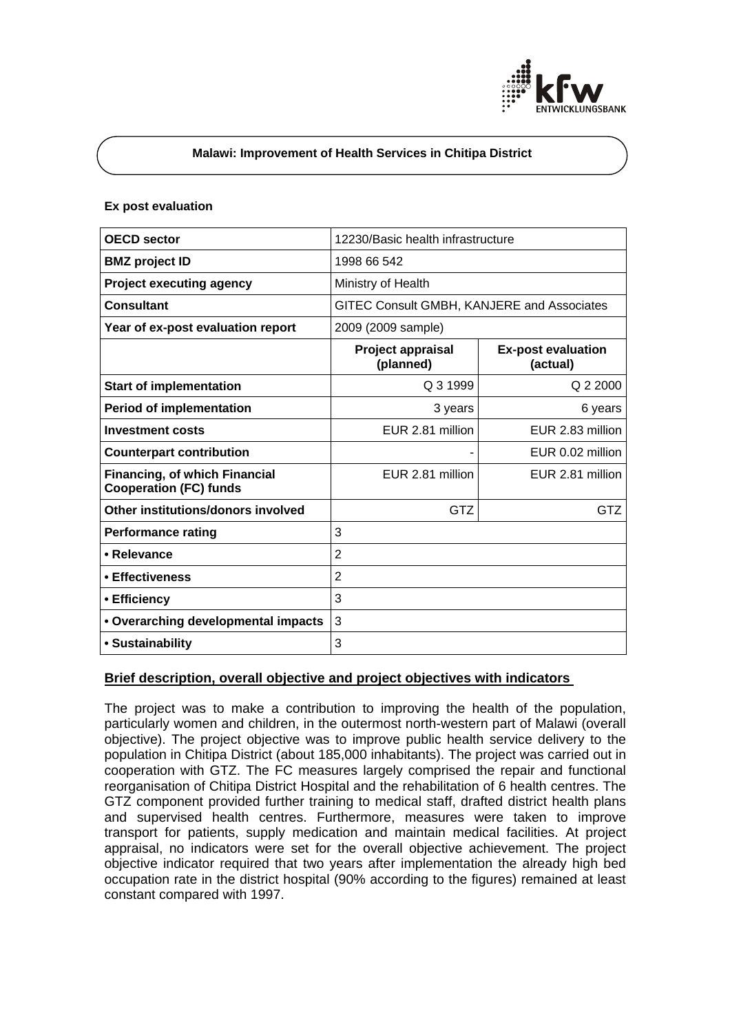# Malawi: Improvement of Health Services in Chitipa District

**Ex post evaluation**

| **OECD sector** | 12230/Basic health infrastructure | |
|---|---|---|
| **BMZ project ID** | 1998 66 542 | |
| **Project executing agency** | Ministry of Health | |
| **Consultant** | GITEC Consult GMBH, KANJERE and Associates | |
| **Year of ex-post evaluation report** | 2009 (2009 sample) | |
| | **Project appraisal (planned)** | **Ex-post evaluation (actual)** |
| **Start of implementation** | Q 3 1999 | Q 2 2000 |
| **Period of implementation** | 3 years | 6 years |
| **Investment costs** | EUR 2.81 million | EUR 2.83 million |
| **Counterpart contribution** | - | EUR 0.02 million |
| **Financing, of which Financial Cooperation (FC) funds** | EUR 2.81 million | EUR 2.81 million |
| **Other institutions/donors involved** | GTZ | GTZ |
| **Performance rating** | 3 | |
| **• Relevance** | 2 | |
| **• Effectiveness** | 2 | |
| **• Efficiency** | 3 | |
| **• Overarching developmental impacts** | 3 | |
| **• Sustainability** | 3 | |

## Brief description, overall objective and project objectives with indicators

The project was to make a contribution to improving the health of the population, particularly women and children, in the outermost north-western part of Malawi (overall objective). The project objective was to improve public health service delivery to the population in Chitipa District (about 185,000 inhabitants). The project was carried out in cooperation with GTZ. The FC measures largely comprised the repair and functional reorganisation of Chitipa District Hospital and the rehabilitation of 6 health centres. The GTZ component provided further training to medical staff, drafted district health plans and supervised health centres. Furthermore, measures were taken to improve transport for patients, supply medication and maintain medical facilities. At project appraisal, no indicators were set for the overall objective achievement. The project objective indicator required that two years after implementation the already high bed occupation rate in the district hospital (90% according to the figures) remained at least constant compared with 1997.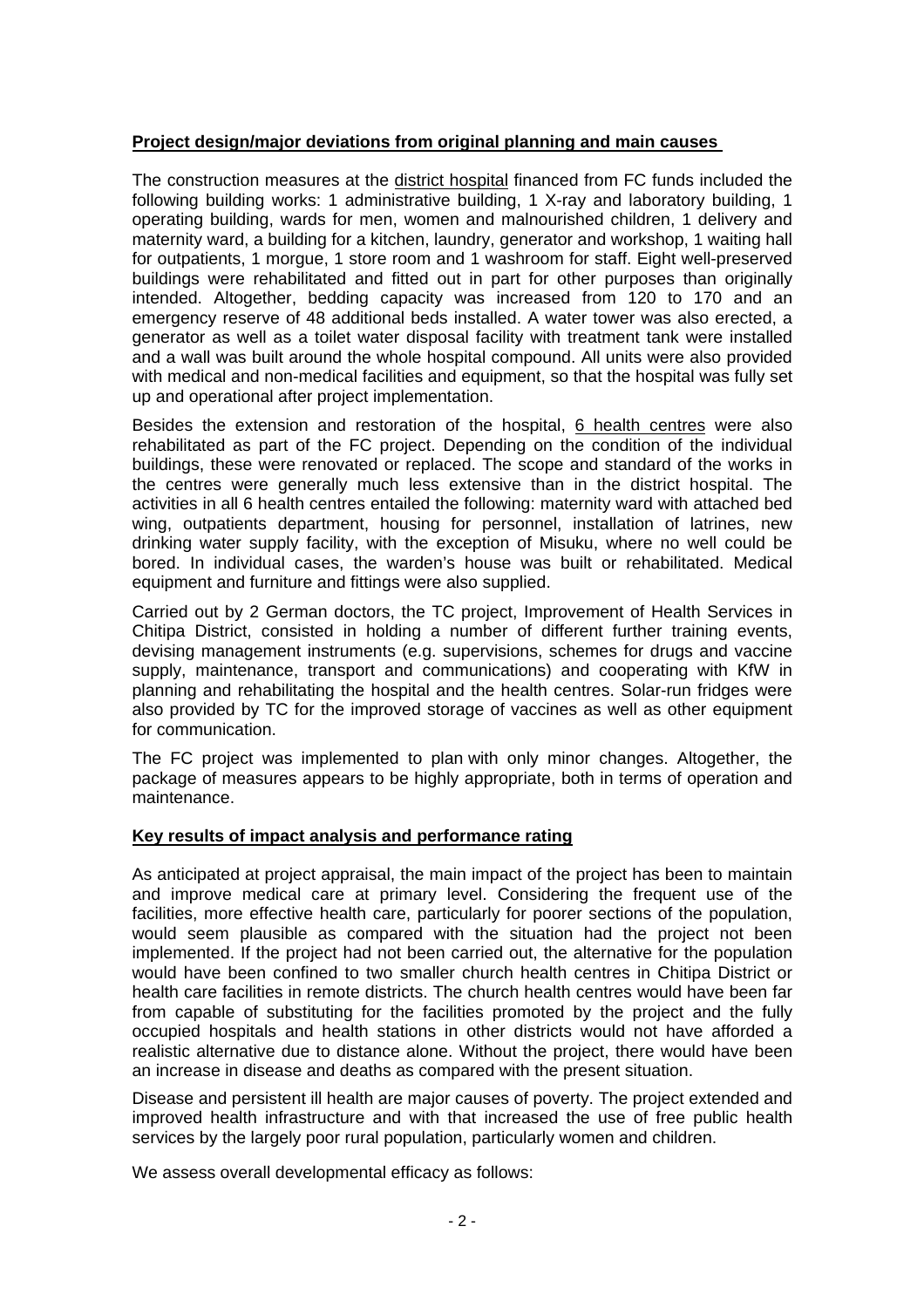**Project design/major deviations from original planning and main causes**

The construction measures at the district hospital financed from FC funds included the following building works: 1 administrative building, 1 X-ray and laboratory building, 1 operating building, wards for men, women and malnourished children, 1 delivery and maternity ward, a building for a kitchen, laundry, generator and workshop, 1 waiting hall for outpatients, 1 morgue, 1 store room and 1 washroom for staff. Eight well-preserved buildings were rehabilitated and fitted out in part for other purposes than originally intended. Altogether, bedding capacity was increased from 120 to 170 and an emergency reserve of 48 additional beds installed. A water tower was also erected, a generator as well as a toilet water disposal facility with treatment tank were installed and a wall was built around the whole hospital compound. All units were also provided with medical and non-medical facilities and equipment, so that the hospital was fully set up and operational after project implementation.

Besides the extension and restoration of the hospital, 6 health centres were also rehabilitated as part of the FC project. Depending on the condition of the individual buildings, these were renovated or replaced. The scope and standard of the works in the centres were generally much less extensive than in the district hospital. The activities in all 6 health centres entailed the following: maternity ward with attached bed wing, outpatients department, housing for personnel, installation of latrines, new drinking water supply facility, with the exception of Misuku, where no well could be bored. In individual cases, the warden's house was built or rehabilitated. Medical equipment and furniture and fittings were also supplied.

Carried out by 2 German doctors, the TC project, Improvement of Health Services in Chitipa District, consisted in holding a number of different further training events, devising management instruments (e.g. supervisions, schemes for drugs and vaccine supply, maintenance, transport and communications) and cooperating with KfW in planning and rehabilitating the hospital and the health centres. Solar-run fridges were also provided by TC for the improved storage of vaccines as well as other equipment for communication.

The FC project was implemented to plan with only minor changes. Altogether, the package of measures appears to be highly appropriate, both in terms of operation and maintenance.

**Key results of impact analysis and performance rating**

As anticipated at project appraisal, the main impact of the project has been to maintain and improve medical care at primary level. Considering the frequent use of the facilities, more effective health care, particularly for poorer sections of the population, would seem plausible as compared with the situation had the project not been implemented. If the project had not been carried out, the alternative for the population would have been confined to two smaller church health centres in Chitipa District or health care facilities in remote districts. The church health centres would have been far from capable of substituting for the facilities promoted by the project and the fully occupied hospitals and health stations in other districts would not have afforded a realistic alternative due to distance alone. Without the project, there would have been an increase in disease and deaths as compared with the present situation.

Disease and persistent ill health are major causes of poverty. The project extended and improved health infrastructure and with that increased the use of free public health services by the largely poor rural population, particularly women and children.

We assess overall developmental efficacy as follows: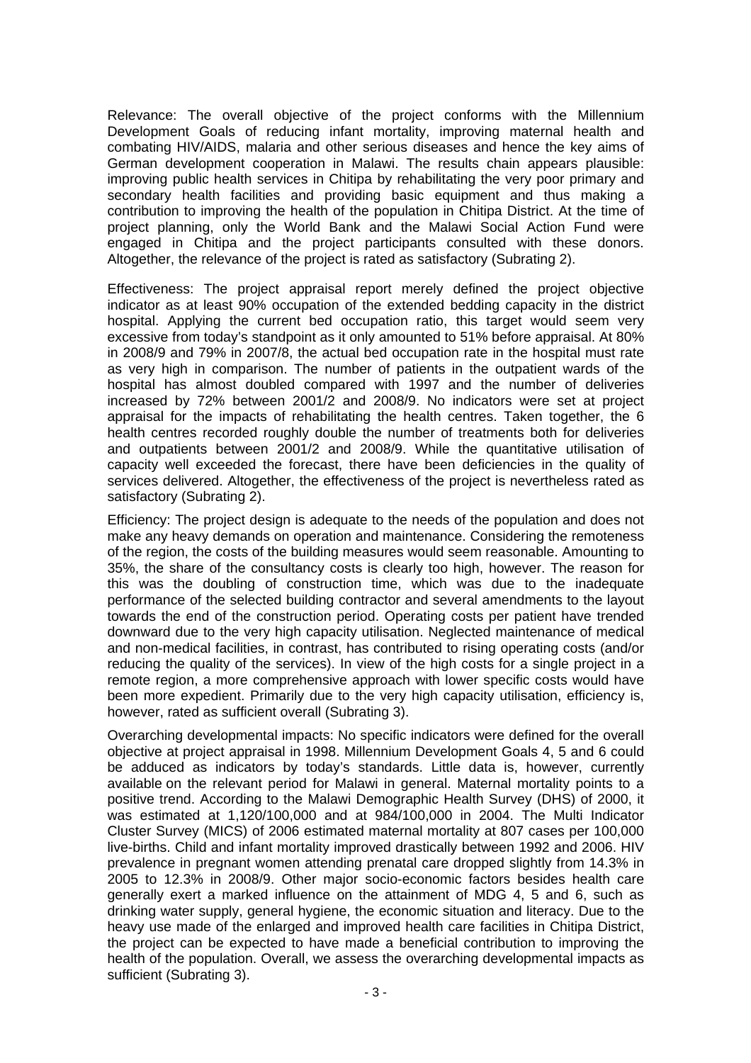Relevance: The overall objective of the project conforms with the Millennium Development Goals of reducing infant mortality, improving maternal health and combating HIV/AIDS, malaria and other serious diseases and hence the key aims of German development cooperation in Malawi. The results chain appears plausible: improving public health services in Chitipa by rehabilitating the very poor primary and secondary health facilities and providing basic equipment and thus making a contribution to improving the health of the population in Chitipa District. At the time of project planning, only the World Bank and the Malawi Social Action Fund were engaged in Chitipa and the project participants consulted with these donors. Altogether, the relevance of the project is rated as satisfactory (Subrating 2).

Effectiveness: The project appraisal report merely defined the project objective indicator as at least 90% occupation of the extended bedding capacity in the district hospital. Applying the current bed occupation ratio, this target would seem very excessive from today's standpoint as it only amounted to 51% before appraisal. At 80% in 2008/9 and 79% in 2007/8, the actual bed occupation rate in the hospital must rate as very high in comparison. The number of patients in the outpatient wards of the hospital has almost doubled compared with 1997 and the number of deliveries increased by 72% between 2001/2 and 2008/9. No indicators were set at project appraisal for the impacts of rehabilitating the health centres. Taken together, the 6 health centres recorded roughly double the number of treatments both for deliveries and outpatients between 2001/2 and 2008/9. While the quantitative utilisation of capacity well exceeded the forecast, there have been deficiencies in the quality of services delivered. Altogether, the effectiveness of the project is nevertheless rated as satisfactory (Subrating 2).

Efficiency: The project design is adequate to the needs of the population and does not make any heavy demands on operation and maintenance. Considering the remoteness of the region, the costs of the building measures would seem reasonable. Amounting to 35%, the share of the consultancy costs is clearly too high, however. The reason for this was the doubling of construction time, which was due to the inadequate performance of the selected building contractor and several amendments to the layout towards the end of the construction period. Operating costs per patient have trended downward due to the very high capacity utilisation. Neglected maintenance of medical and non-medical facilities, in contrast, has contributed to rising operating costs (and/or reducing the quality of the services). In view of the high costs for a single project in a remote region, a more comprehensive approach with lower specific costs would have been more expedient. Primarily due to the very high capacity utilisation, efficiency is, however, rated as sufficient overall (Subrating 3).

Overarching developmental impacts: No specific indicators were defined for the overall objective at project appraisal in 1998. Millennium Development Goals 4, 5 and 6 could be adduced as indicators by today's standards. Little data is, however, currently available on the relevant period for Malawi in general. Maternal mortality points to a positive trend. According to the Malawi Demographic Health Survey (DHS) of 2000, it was estimated at 1,120/100,000 and at 984/100,000 in 2004. The Multi Indicator Cluster Survey (MICS) of 2006 estimated maternal mortality at 807 cases per 100,000 live-births. Child and infant mortality improved drastically between 1992 and 2006. HIV prevalence in pregnant women attending prenatal care dropped slightly from 14.3% in 2005 to 12.3% in 2008/9. Other major socio-economic factors besides health care generally exert a marked influence on the attainment of MDG 4, 5 and 6, such as drinking water supply, general hygiene, the economic situation and literacy. Due to the heavy use made of the enlarged and improved health care facilities in Chitipa District, the project can be expected to have made a beneficial contribution to improving the health of the population. Overall, we assess the overarching developmental impacts as sufficient (Subrating 3).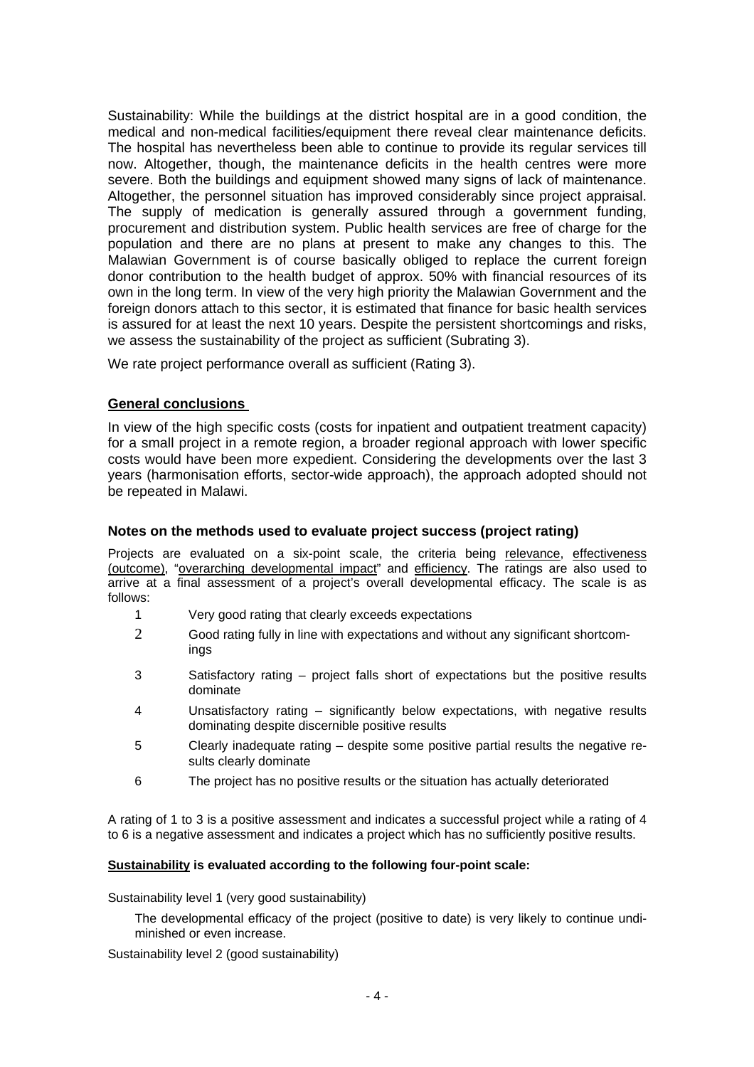Sustainability: While the buildings at the district hospital are in a good condition, the medical and non-medical facilities/equipment there reveal clear maintenance deficits. The hospital has nevertheless been able to continue to provide its regular services till now. Altogether, though, the maintenance deficits in the health centres were more severe. Both the buildings and equipment showed many signs of lack of maintenance. Altogether, the personnel situation has improved considerably since project appraisal. The supply of medication is generally assured through a government funding, procurement and distribution system. Public health services are free of charge for the population and there are no plans at present to make any changes to this. The Malawian Government is of course basically obliged to replace the current foreign donor contribution to the health budget of approx. 50% with financial resources of its own in the long term. In view of the very high priority the Malawian Government and the foreign donors attach to this sector, it is estimated that finance for basic health services is assured for at least the next 10 years. Despite the persistent shortcomings and risks, we assess the sustainability of the project as sufficient (Subrating 3).

We rate project performance overall as sufficient (Rating 3).

## General conclusions

In view of the high specific costs (costs for inpatient and outpatient treatment capacity) for a small project in a remote region, a broader regional approach with lower specific costs would have been more expedient. Considering the developments over the last 3 years (harmonisation efforts, sector-wide approach), the approach adopted should not be repeated in Malawi.

## Notes on the methods used to evaluate project success (project rating)

Projects are evaluated on a six-point scale, the criteria being relevance, effectiveness (outcome), "overarching developmental impact" and efficiency. The ratings are also used to arrive at a final assessment of a project's overall developmental efficacy. The scale is as follows:

1. Very good rating that clearly exceeds expectations
2. Good rating fully in line with expectations and without any significant shortcomings
3. Satisfactory rating – project falls short of expectations but the positive results dominate
4. Unsatisfactory rating – significantly below expectations, with negative results dominating despite discernible positive results
5. Clearly inadequate rating – despite some positive partial results the negative results clearly dominate
6. The project has no positive results or the situation has actually deteriorated

A rating of 1 to 3 is a positive assessment and indicates a successful project while a rating of 4 to 6 is a negative assessment and indicates a project which has no sufficiently positive results.

**Sustainability is evaluated according to the following four-point scale:**

Sustainability level 1 (very good sustainability)

The developmental efficacy of the project (positive to date) is very likely to continue undiminished or even increase.

Sustainability level 2 (good sustainability)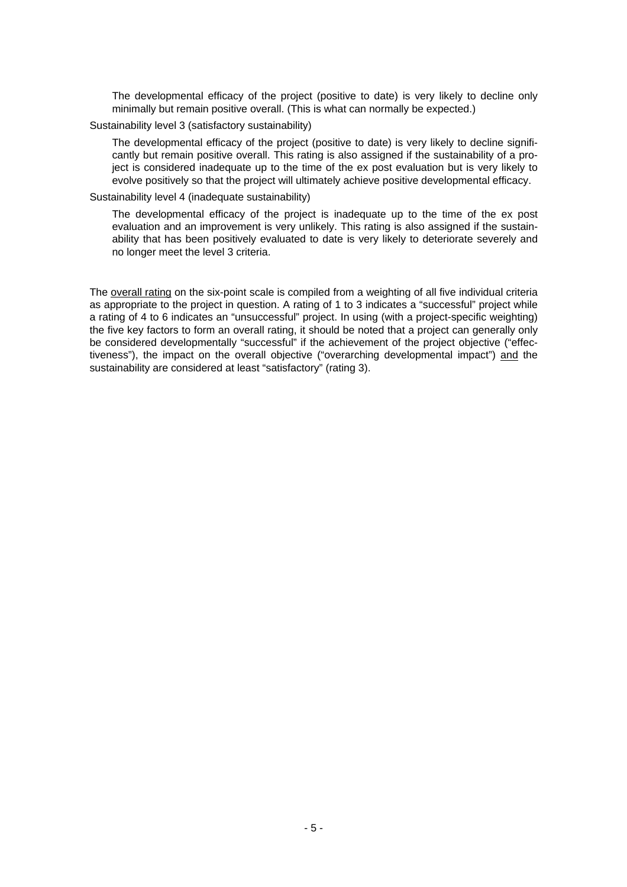The developmental efficacy of the project (positive to date) is very likely to decline only minimally but remain positive overall. (This is what can normally be expected.)

Sustainability level 3 (satisfactory sustainability)

The developmental efficacy of the project (positive to date) is very likely to decline significantly but remain positive overall. This rating is also assigned if the sustainability of a project is considered inadequate up to the time of the ex post evaluation but is very likely to evolve positively so that the project will ultimately achieve positive developmental efficacy.

Sustainability level 4 (inadequate sustainability)

The developmental efficacy of the project is inadequate up to the time of the ex post evaluation and an improvement is very unlikely. This rating is also assigned if the sustainability that has been positively evaluated to date is very likely to deteriorate severely and no longer meet the level 3 criteria.

The overall rating on the six-point scale is compiled from a weighting of all five individual criteria as appropriate to the project in question. A rating of 1 to 3 indicates a "successful" project while a rating of 4 to 6 indicates an "unsuccessful" project. In using (with a project-specific weighting) the five key factors to form an overall rating, it should be noted that a project can generally only be considered developmentally "successful" if the achievement of the project objective ("effectiveness"), the impact on the overall objective ("overarching developmental impact") and the sustainability are considered at least "satisfactory" (rating 3).